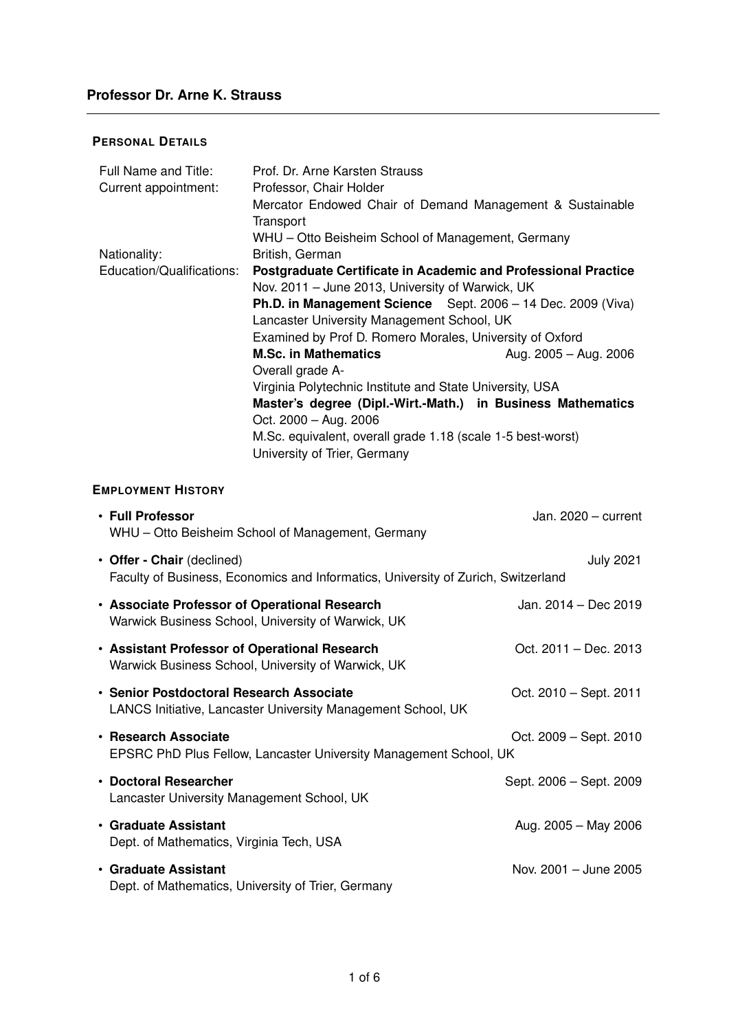# Professor Dr. Arne K. Strauss

## Personal Details

| | |
|---|---|
| Full Name and Title: | Prof. Dr. Arne Karsten Strauss |
| Current appointment: | Professor, Chair Holder<br>Mercator Endowed Chair of Demand Management & Sustainable Transport<br>WHU – Otto Beisheim School of Management, Germany |
| Nationality: | British, German |
| Education/Qualifications: | **Postgraduate Certificate in Academic and Professional Practice**<br>Nov. 2011 – June 2013, University of Warwick, UK<br>**Ph.D. in Management Science** Sept. 2006 – 14 Dec. 2009 (Viva)<br>Lancaster University Management School, UK<br>Examined by Prof D. Romero Morales, University of Oxford<br>**M.Sc. in Mathematics** Aug. 2005 – Aug. 2006<br>Overall grade A-<br>Virginia Polytechnic Institute and State University, USA<br>**Master's degree (Dipl.-Wirt.-Math.) in Business Mathematics**<br>Oct. 2000 – Aug. 2006<br>M.Sc. equivalent, overall grade 1.18 (scale 1-5 best-worst)<br>University of Trier, Germany |

## Employment History

- **Full Professor** — Jan. 2020 – current
  WHU – Otto Beisheim School of Management, Germany
- **Offer - Chair** (declined) — July 2021
  Faculty of Business, Economics and Informatics, University of Zurich, Switzerland
- **Associate Professor of Operational Research** — Jan. 2014 – Dec 2019
  Warwick Business School, University of Warwick, UK
- **Assistant Professor of Operational Research** — Oct. 2011 – Dec. 2013
  Warwick Business School, University of Warwick, UK
- **Senior Postdoctoral Research Associate** — Oct. 2010 – Sept. 2011
  LANCS Initiative, Lancaster University Management School, UK
- **Research Associate** — Oct. 2009 – Sept. 2010
  EPSRC PhD Plus Fellow, Lancaster University Management School, UK
- **Doctoral Researcher** — Sept. 2006 – Sept. 2009
  Lancaster University Management School, UK
- **Graduate Assistant** — Aug. 2005 – May 2006
  Dept. of Mathematics, Virginia Tech, USA
- **Graduate Assistant** — Nov. 2001 – June 2005
  Dept. of Mathematics, University of Trier, Germany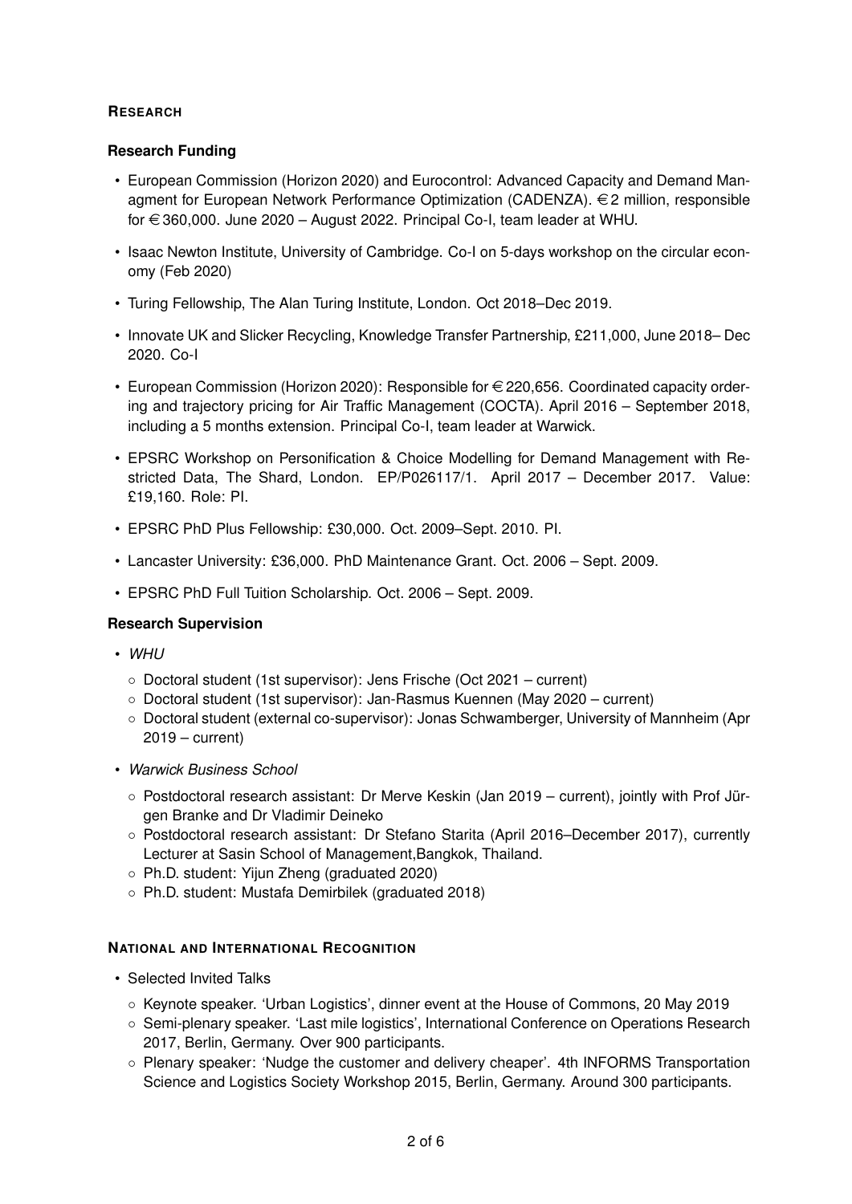## RESEARCH

### Research Funding

- European Commission (Horizon 2020) and Eurocontrol: Advanced Capacity and Demand Managment for European Network Performance Optimization (CADENZA). €2 million, responsible for €360,000. June 2020 – August 2022. Principal Co-I, team leader at WHU.
- Isaac Newton Institute, University of Cambridge. Co-I on 5-days workshop on the circular economy (Feb 2020)
- Turing Fellowship, The Alan Turing Institute, London. Oct 2018–Dec 2019.
- Innovate UK and Slicker Recycling, Knowledge Transfer Partnership, £211,000, June 2018– Dec 2020. Co-I
- European Commission (Horizon 2020): Responsible for €220,656. Coordinated capacity ordering and trajectory pricing for Air Traffic Management (COCTA). April 2016 – September 2018, including a 5 months extension. Principal Co-I, team leader at Warwick.
- EPSRC Workshop on Personification & Choice Modelling for Demand Management with Restricted Data, The Shard, London. EP/P026117/1. April 2017 – December 2017. Value: £19,160. Role: PI.
- EPSRC PhD Plus Fellowship: £30,000. Oct. 2009–Sept. 2010. PI.
- Lancaster University: £36,000. PhD Maintenance Grant. Oct. 2006 – Sept. 2009.
- EPSRC PhD Full Tuition Scholarship. Oct. 2006 – Sept. 2009.

### Research Supervision

- *WHU*
  - Doctoral student (1st supervisor): Jens Frische (Oct 2021 – current)
  - Doctoral student (1st supervisor): Jan-Rasmus Kuennen (May 2020 – current)
  - Doctoral student (external co-supervisor): Jonas Schwamberger, University of Mannheim (Apr 2019 – current)
- *Warwick Business School*
  - Postdoctoral research assistant: Dr Merve Keskin (Jan 2019 – current), jointly with Prof Jürgen Branke and Dr Vladimir Deineko
  - Postdoctoral research assistant: Dr Stefano Starita (April 2016–December 2017), currently Lecturer at Sasin School of Management,Bangkok, Thailand.
  - Ph.D. student: Yijun Zheng (graduated 2020)
  - Ph.D. student: Mustafa Demirbilek (graduated 2018)

## NATIONAL AND INTERNATIONAL RECOGNITION

- Selected Invited Talks
  - Keynote speaker. 'Urban Logistics', dinner event at the House of Commons, 20 May 2019
  - Semi-plenary speaker. 'Last mile logistics', International Conference on Operations Research 2017, Berlin, Germany. Over 900 participants.
  - Plenary speaker: 'Nudge the customer and delivery cheaper'. 4th INFORMS Transportation Science and Logistics Society Workshop 2015, Berlin, Germany. Around 300 participants.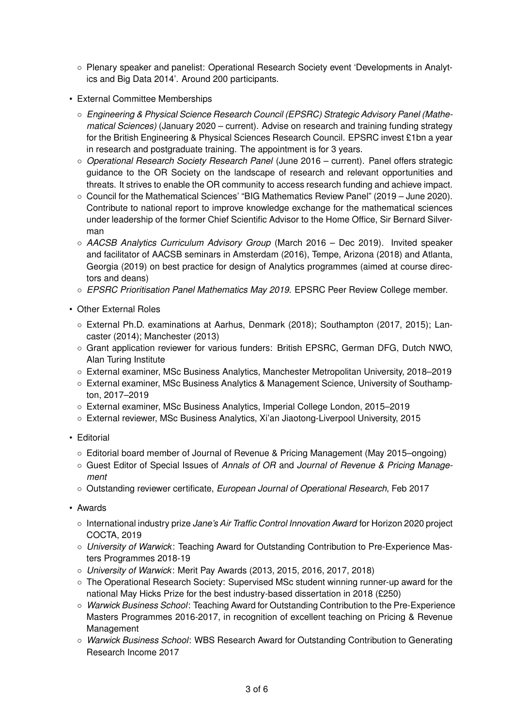- Plenary speaker and panelist: Operational Research Society event 'Developments in Analytics and Big Data 2014'. Around 200 participants.

- External Committee Memberships
  - *Engineering & Physical Science Research Council (EPSRC) Strategic Advisory Panel (Mathematical Sciences)* (January 2020 – current). Advise on research and training funding strategy for the British Engineering & Physical Sciences Research Council. EPSRC invest £1bn a year in research and postgraduate training. The appointment is for 3 years.
  - *Operational Research Society Research Panel* (June 2016 – current). Panel offers strategic guidance to the OR Society on the landscape of research and relevant opportunities and threats. It strives to enable the OR community to access research funding and achieve impact.
  - Council for the Mathematical Sciences' "BIG Mathematics Review Panel" (2019 – June 2020). Contribute to national report to improve knowledge exchange for the mathematical sciences under leadership of the former Chief Scientific Advisor to the Home Office, Sir Bernard Silverman
  - *AACSB Analytics Curriculum Advisory Group* (March 2016 – Dec 2019). Invited speaker and facilitator of AACSB seminars in Amsterdam (2016), Tempe, Arizona (2018) and Atlanta, Georgia (2019) on best practice for design of Analytics programmes (aimed at course directors and deans)
  - *EPSRC Prioritisation Panel Mathematics May 2019*. EPSRC Peer Review College member.

- Other External Roles
  - External Ph.D. examinations at Aarhus, Denmark (2018); Southampton (2017, 2015); Lancaster (2014); Manchester (2013)
  - Grant application reviewer for various funders: British EPSRC, German DFG, Dutch NWO, Alan Turing Institute
  - External examiner, MSc Business Analytics, Manchester Metropolitan University, 2018–2019
  - External examiner, MSc Business Analytics & Management Science, University of Southampton, 2017–2019
  - External examiner, MSc Business Analytics, Imperial College London, 2015–2019
  - External reviewer, MSc Business Analytics, Xi'an Jiaotong-Liverpool University, 2015

- Editorial
  - Editorial board member of Journal of Revenue & Pricing Management (May 2015–ongoing)
  - Guest Editor of Special Issues of *Annals of OR* and *Journal of Revenue & Pricing Management*
  - Outstanding reviewer certificate, *European Journal of Operational Research*, Feb 2017

- Awards
  - International industry prize *Jane's Air Traffic Control Innovation Award* for Horizon 2020 project COCTA, 2019
  - *University of Warwick*: Teaching Award for Outstanding Contribution to Pre-Experience Masters Programmes 2018-19
  - *University of Warwick*: Merit Pay Awards (2013, 2015, 2016, 2017, 2018)
  - The Operational Research Society: Supervised MSc student winning runner-up award for the national May Hicks Prize for the best industry-based dissertation in 2018 (£250)
  - *Warwick Business School*: Teaching Award for Outstanding Contribution to the Pre-Experience Masters Programmes 2016-2017, in recognition of excellent teaching on Pricing & Revenue Management
  - *Warwick Business School*: WBS Research Award for Outstanding Contribution to Generating Research Income 2017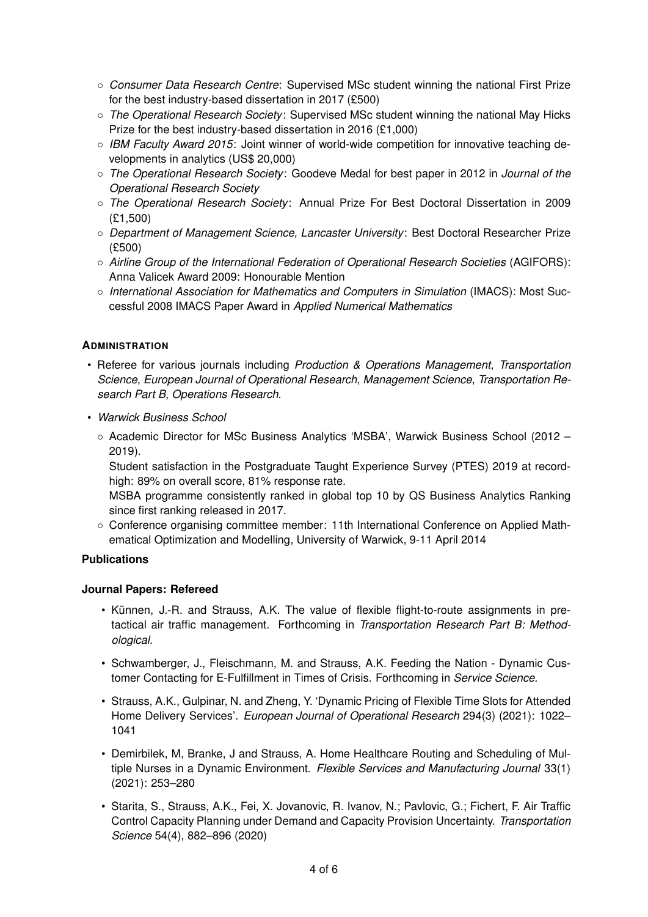- *Consumer Data Research Centre*: Supervised MSc student winning the national First Prize for the best industry-based dissertation in 2017 (£500)
- *The Operational Research Society*: Supervised MSc student winning the national May Hicks Prize for the best industry-based dissertation in 2016 (£1,000)
- *IBM Faculty Award 2015*: Joint winner of world-wide competition for innovative teaching developments in analytics (US$ 20,000)
- *The Operational Research Society*: Goodeve Medal for best paper in 2012 in *Journal of the Operational Research Society*
- *The Operational Research Society*: Annual Prize For Best Doctoral Dissertation in 2009 (£1,500)
- *Department of Management Science, Lancaster University*: Best Doctoral Researcher Prize (£500)
- *Airline Group of the International Federation of Operational Research Societies* (AGIFORS): Anna Valicek Award 2009: Honourable Mention
- *International Association for Mathematics and Computers in Simulation* (IMACS): Most Successful 2008 IMACS Paper Award in *Applied Numerical Mathematics*

### ADMINISTRATION

- Referee for various journals including *Production & Operations Management*, *Transportation Science*, *European Journal of Operational Research*, *Management Science*, *Transportation Research Part B*, *Operations Research*.
- *Warwick Business School*
  - Academic Director for MSc Business Analytics 'MSBA', Warwick Business School (2012 – 2019).

    Student satisfaction in the Postgraduate Taught Experience Survey (PTES) 2019 at record-high: 89% on overall score, 81% response rate.

    MSBA programme consistently ranked in global top 10 by QS Business Analytics Ranking since first ranking released in 2017.
  - Conference organising committee member: 11th International Conference on Applied Mathematical Optimization and Modelling, University of Warwick, 9-11 April 2014

## Publications

### Journal Papers: Refereed

- Künnen, J.-R. and Strauss, A.K. The value of flexible flight-to-route assignments in pre-tactical air traffic management. Forthcoming in *Transportation Research Part B: Methodological.*
- Schwamberger, J., Fleischmann, M. and Strauss, A.K. Feeding the Nation - Dynamic Customer Contacting for E-Fulfillment in Times of Crisis. Forthcoming in *Service Science*.
- Strauss, A.K., Gulpinar, N. and Zheng, Y. 'Dynamic Pricing of Flexible Time Slots for Attended Home Delivery Services'. *European Journal of Operational Research* 294(3) (2021): 1022–1041
- Demirbilek, M, Branke, J and Strauss, A. Home Healthcare Routing and Scheduling of Multiple Nurses in a Dynamic Environment. *Flexible Services and Manufacturing Journal* 33(1) (2021): 253–280
- Starita, S., Strauss, A.K., Fei, X. Jovanovic, R. Ivanov, N.; Pavlovic, G.; Fichert, F. Air Traffic Control Capacity Planning under Demand and Capacity Provision Uncertainty. *Transportation Science* 54(4), 882–896 (2020)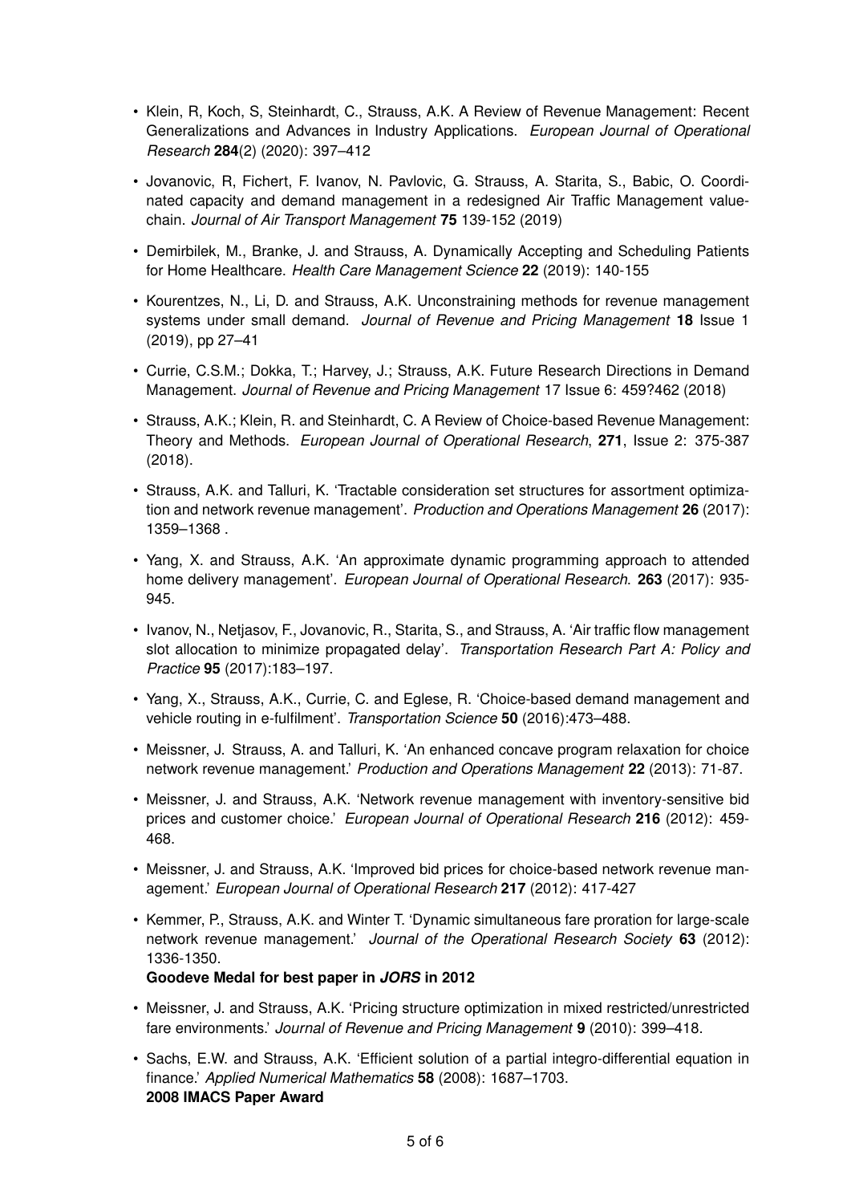- Klein, R, Koch, S, Steinhardt, C., Strauss, A.K. A Review of Revenue Management: Recent Generalizations and Advances in Industry Applications. *European Journal of Operational Research* **284**(2) (2020): 397–412

- Jovanovic, R, Fichert, F. Ivanov, N. Pavlovic, G. Strauss, A. Starita, S., Babic, O. Coordinated capacity and demand management in a redesigned Air Traffic Management value-chain. *Journal of Air Transport Management* **75** 139-152 (2019)

- Demirbilek, M., Branke, J. and Strauss, A. Dynamically Accepting and Scheduling Patients for Home Healthcare. *Health Care Management Science* **22** (2019): 140-155

- Kourentzes, N., Li, D. and Strauss, A.K. Unconstraining methods for revenue management systems under small demand. *Journal of Revenue and Pricing Management* **18** Issue 1 (2019), pp 27–41

- Currie, C.S.M.; Dokka, T.; Harvey, J.; Strauss, A.K. Future Research Directions in Demand Management. *Journal of Revenue and Pricing Management* 17 Issue 6: 459?462 (2018)

- Strauss, A.K.; Klein, R. and Steinhardt, C. A Review of Choice-based Revenue Management: Theory and Methods. *European Journal of Operational Research*, **271**, Issue 2: 375-387 (2018).

- Strauss, A.K. and Talluri, K. 'Tractable consideration set structures for assortment optimization and network revenue management'. *Production and Operations Management* **26** (2017): 1359–1368 .

- Yang, X. and Strauss, A.K. 'An approximate dynamic programming approach to attended home delivery management'. *European Journal of Operational Research.* **263** (2017): 935-945.

- Ivanov, N., Netjasov, F., Jovanovic, R., Starita, S., and Strauss, A. 'Air traffic flow management slot allocation to minimize propagated delay'. *Transportation Research Part A: Policy and Practice* **95** (2017):183–197.

- Yang, X., Strauss, A.K., Currie, C. and Eglese, R. 'Choice-based demand management and vehicle routing in e-fulfilment'. *Transportation Science* **50** (2016):473–488.

- Meissner, J. Strauss, A. and Talluri, K. 'An enhanced concave program relaxation for choice network revenue management.' *Production and Operations Management* **22** (2013): 71-87.

- Meissner, J. and Strauss, A.K. 'Network revenue management with inventory-sensitive bid prices and customer choice.' *European Journal of Operational Research* **216** (2012): 459-468.

- Meissner, J. and Strauss, A.K. 'Improved bid prices for choice-based network revenue management.' *European Journal of Operational Research* **217** (2012): 417-427

- Kemmer, P., Strauss, A.K. and Winter T. 'Dynamic simultaneous fare proration for large-scale network revenue management.' *Journal of the Operational Research Society* **63** (2012): 1336-1350.
  **Goodeve Medal for best paper in *JORS* in 2012**

- Meissner, J. and Strauss, A.K. 'Pricing structure optimization in mixed restricted/unrestricted fare environments.' *Journal of Revenue and Pricing Management* **9** (2010): 399–418.

- Sachs, E.W. and Strauss, A.K. 'Efficient solution of a partial integro-differential equation in finance.' *Applied Numerical Mathematics* **58** (2008): 1687–1703.
  **2008 IMACS Paper Award**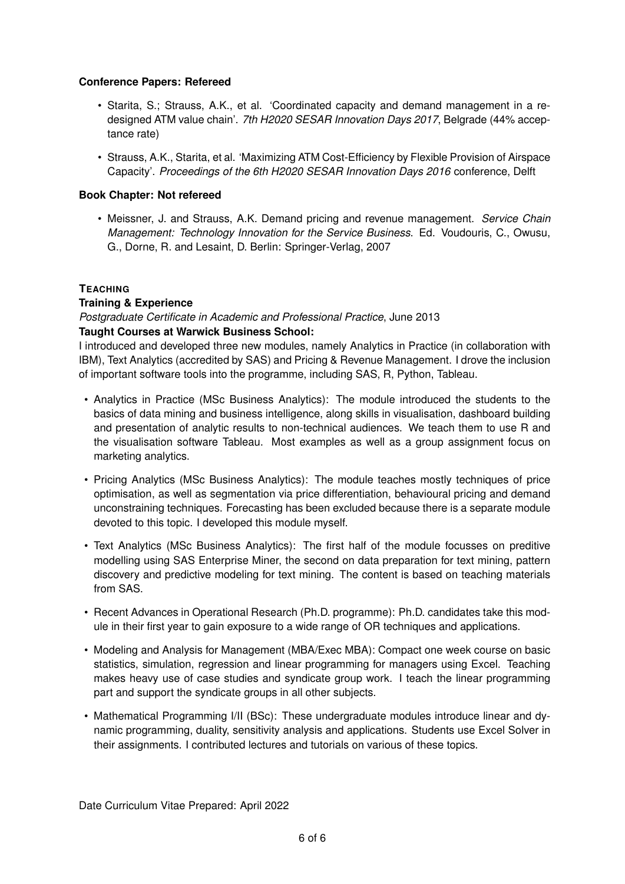**Conference Papers: Refereed**

- Starita, S.; Strauss, A.K., et al. 'Coordinated capacity and demand management in a redesigned ATM value chain'. *7th H2020 SESAR Innovation Days 2017*, Belgrade (44% acceptance rate)
- Strauss, A.K., Starita, et al. 'Maximizing ATM Cost-Efficiency by Flexible Provision of Airspace Capacity'. *Proceedings of the 6th H2020 SESAR Innovation Days 2016* conference, Delft

**Book Chapter: Not refereed**

- Meissner, J. and Strauss, A.K. Demand pricing and revenue management. *Service Chain Management: Technology Innovation for the Service Business*. Ed. Voudouris, C., Owusu, G., Dorne, R. and Lesaint, D. Berlin: Springer-Verlag, 2007

## TEACHING

**Training & Experience**

*Postgraduate Certificate in Academic and Professional Practice*, June 2013

**Taught Courses at Warwick Business School:**

I introduced and developed three new modules, namely Analytics in Practice (in collaboration with IBM), Text Analytics (accredited by SAS) and Pricing & Revenue Management. I drove the inclusion of important software tools into the programme, including SAS, R, Python, Tableau.

- Analytics in Practice (MSc Business Analytics): The module introduced the students to the basics of data mining and business intelligence, along skills in visualisation, dashboard building and presentation of analytic results to non-technical audiences. We teach them to use R and the visualisation software Tableau. Most examples as well as a group assignment focus on marketing analytics.
- Pricing Analytics (MSc Business Analytics): The module teaches mostly techniques of price optimisation, as well as segmentation via price differentiation, behavioural pricing and demand unconstraining techniques. Forecasting has been excluded because there is a separate module devoted to this topic. I developed this module myself.
- Text Analytics (MSc Business Analytics): The first half of the module focusses on preditive modelling using SAS Enterprise Miner, the second on data preparation for text mining, pattern discovery and predictive modeling for text mining. The content is based on teaching materials from SAS.
- Recent Advances in Operational Research (Ph.D. programme): Ph.D. candidates take this module in their first year to gain exposure to a wide range of OR techniques and applications.
- Modeling and Analysis for Management (MBA/Exec MBA): Compact one week course on basic statistics, simulation, regression and linear programming for managers using Excel. Teaching makes heavy use of case studies and syndicate group work. I teach the linear programming part and support the syndicate groups in all other subjects.
- Mathematical Programming I/II (BSc): These undergraduate modules introduce linear and dynamic programming, duality, sensitivity analysis and applications. Students use Excel Solver in their assignments. I contributed lectures and tutorials on various of these topics.

Date Curriculum Vitae Prepared: April 2022